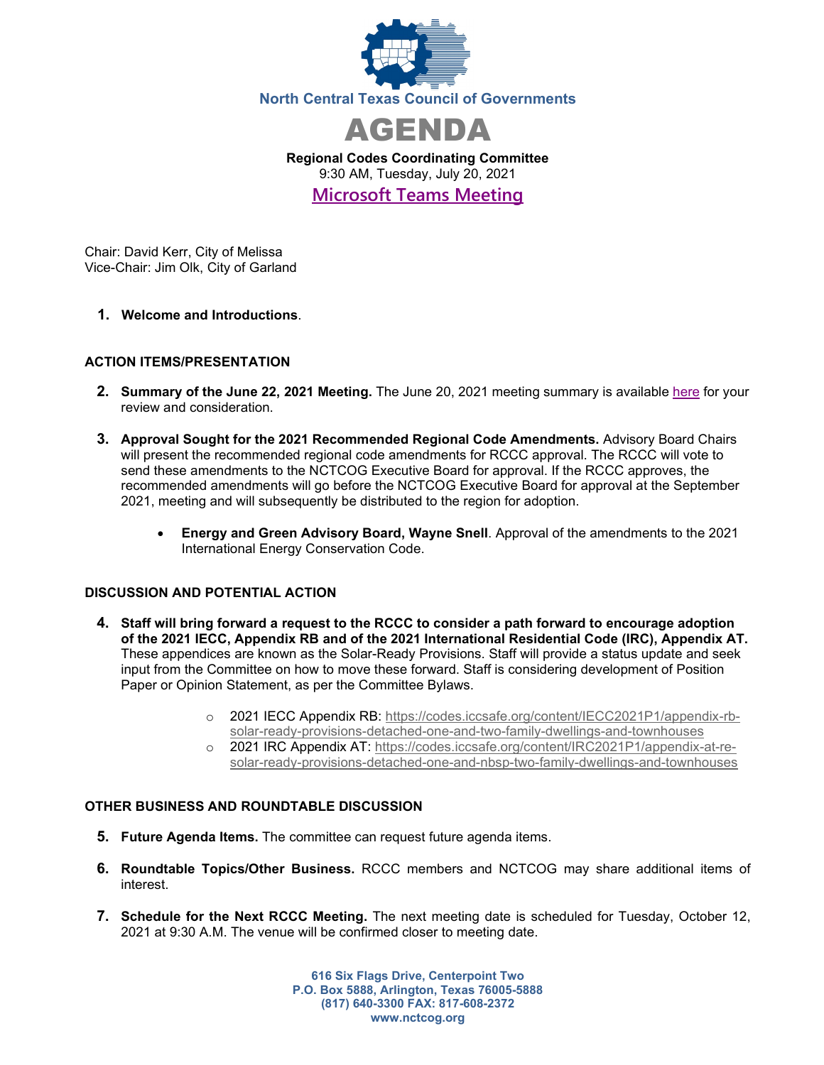North Central Texas Council of Governments

# AGENDA

**Regional Codes Coordinating Committee**
9:30 AM, Tuesday, July 20, 2021

## Microsoft Teams Meeting

Chair: David Kerr, City of Melissa
Vice-Chair: Jim Olk, City of Garland

1. **Welcome and Introductions**.

### ACTION ITEMS/PRESENTATION

2. **Summary of the June 22, 2021 Meeting.** The June 20, 2021 meeting summary is available here for your review and consideration.

3. **Approval Sought for the 2021 Recommended Regional Code Amendments.** Advisory Board Chairs will present the recommended regional code amendments for RCCC approval. The RCCC will vote to send these amendments to the NCTCOG Executive Board for approval. If the RCCC approves, the recommended amendments will go before the NCTCOG Executive Board for approval at the September 2021, meeting and will subsequently be distributed to the region for adoption.

   - **Energy and Green Advisory Board, Wayne Snell**. Approval of the amendments to the 2021 International Energy Conservation Code.

### DISCUSSION AND POTENTIAL ACTION

4. **Staff will bring forward a request to the RCCC to consider a path forward to encourage adoption of the 2021 IECC, Appendix RB and of the 2021 International Residential Code (IRC), Appendix AT.** These appendices are known as the Solar-Ready Provisions. Staff will provide a status update and seek input from the Committee on how to move these forward. Staff is considering development of Position Paper or Opinion Statement, as per the Committee Bylaws.

   - 2021 IECC Appendix RB: https://codes.iccsafe.org/content/IECC2021P1/appendix-rb-solar-ready-provisions-detached-one-and-two-family-dwellings-and-townhouses
   - 2021 IRC Appendix AT: https://codes.iccsafe.org/content/IRC2021P1/appendix-at-re-solar-ready-provisions-detached-one-and-nbsp-two-family-dwellings-and-townhouses

### OTHER BUSINESS AND ROUNDTABLE DISCUSSION

5. **Future Agenda Items.** The committee can request future agenda items.

6. **Roundtable Topics/Other Business.** RCCC members and NCTCOG may share additional items of interest.

7. **Schedule for the Next RCCC Meeting.** The next meeting date is scheduled for Tuesday, October 12, 2021 at 9:30 A.M. The venue will be confirmed closer to meeting date.

**616 Six Flags Drive, Centerpoint Two**
**P.O. Box 5888, Arlington, Texas 76005-5888**
**(817) 640-3300 FAX: 817-608-2372**
**www.nctcog.org**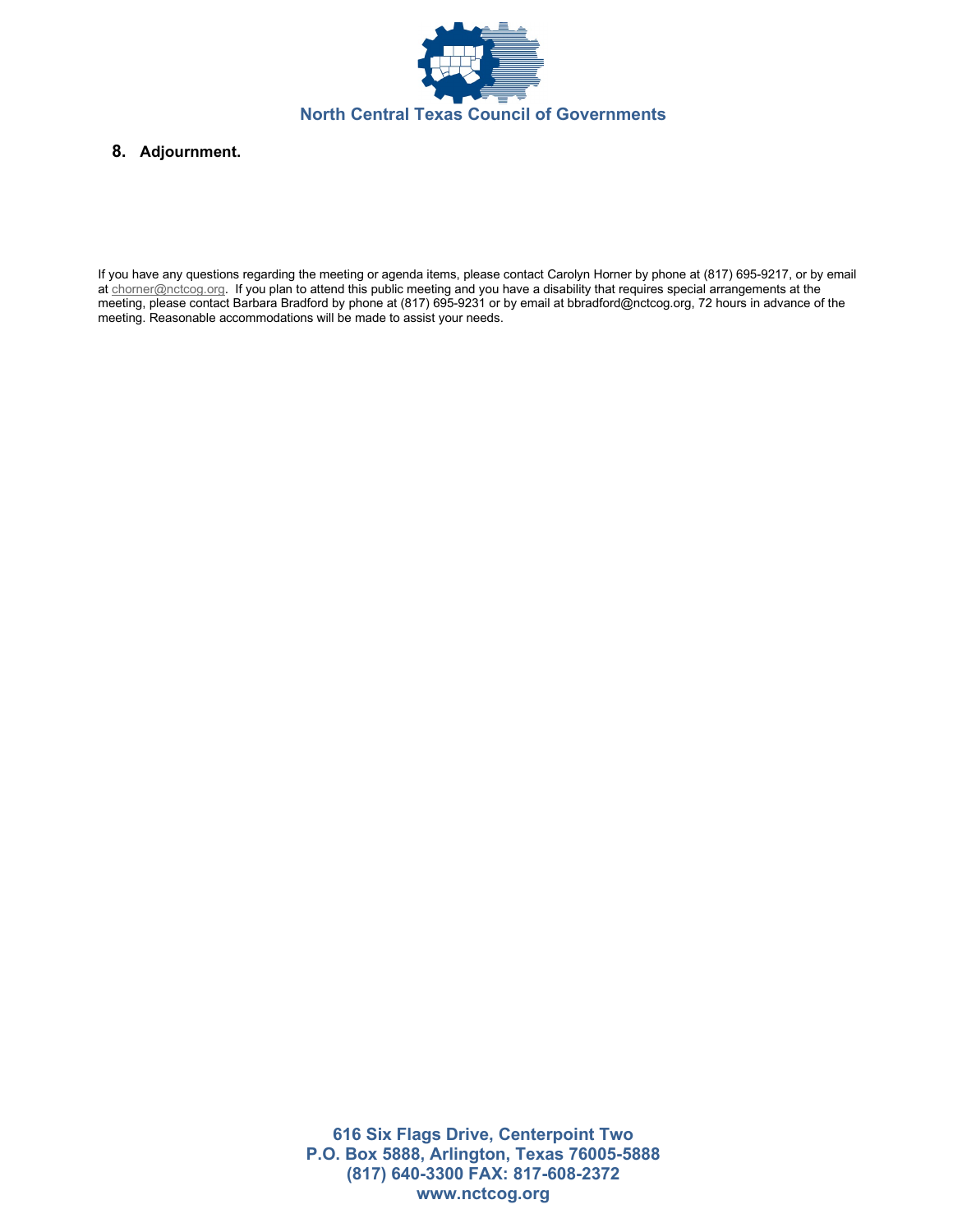**North Central Texas Council of Governments**

**8. Adjournment.**

If you have any questions regarding the meeting or agenda items, please contact Carolyn Horner by phone at (817) 695-9217, or by email at chorner@nctcog.org. If you plan to attend this public meeting and you have a disability that requires special arrangements at the meeting, please contact Barbara Bradford by phone at (817) 695-9231 or by email at bbradford@nctcog.org, 72 hours in advance of the meeting. Reasonable accommodations will be made to assist your needs.

**616 Six Flags Drive, Centerpoint Two**
**P.O. Box 5888, Arlington, Texas 76005-5888**
**(817) 640-3300 FAX: 817-608-2372**
**www.nctcog.org**